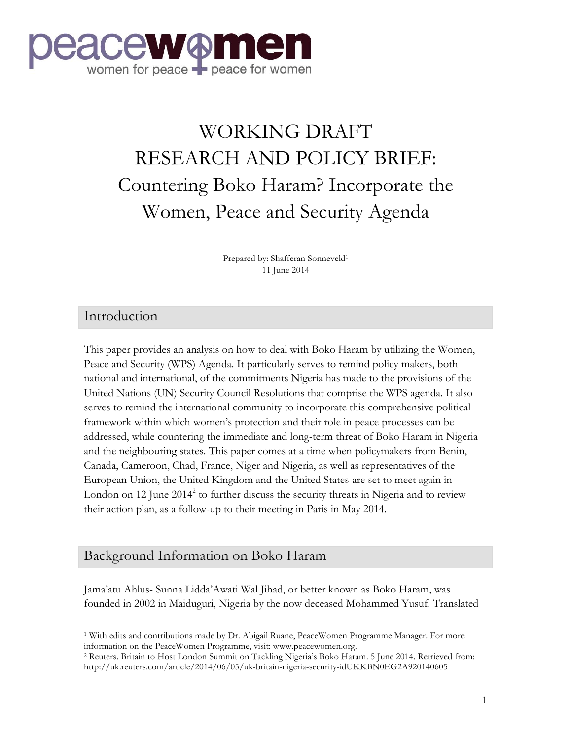peacewomen
women for peace + peace for women

# WORKING DRAFT RESEARCH AND POLICY BRIEF: Countering Boko Haram? Incorporate the Women, Peace and Security Agenda

Prepared by: Shafferan Sonneveld[1]
11 June 2014

## Introduction

This paper provides an analysis on how to deal with Boko Haram by utilizing the Women, Peace and Security (WPS) Agenda. It particularly serves to remind policy makers, both national and international, of the commitments Nigeria has made to the provisions of the United Nations (UN) Security Council Resolutions that comprise the WPS agenda. It also serves to remind the international community to incorporate this comprehensive political framework within which women's protection and their role in peace processes can be addressed, while countering the immediate and long-term threat of Boko Haram in Nigeria and the neighbouring states. This paper comes at a time when policymakers from Benin, Canada, Cameroon, Chad, France, Niger and Nigeria, as well as representatives of the European Union, the United Kingdom and the United States are set to meet again in London on 12 June 2014[2] to further discuss the security threats in Nigeria and to review their action plan, as a follow-up to their meeting in Paris in May 2014.

## Background Information on Boko Haram

Jama'atu Ahlus- Sunna Lidda'Awati Wal Jihad, or better known as Boko Haram, was founded in 2002 in Maiduguri, Nigeria by the now deceased Mohammed Yusuf. Translated

---

[1] With edits and contributions made by Dr. Abigail Ruane, PeaceWomen Programme Manager. For more information on the PeaceWomen Programme, visit: www.peacewomen.org.

[2] Reuters. Britain to Host London Summit on Tackling Nigeria's Boko Haram. 5 June 2014. Retrieved from: http://uk.reuters.com/article/2014/06/05/uk-britain-nigeria-security-idUKKBN0EG2A920140605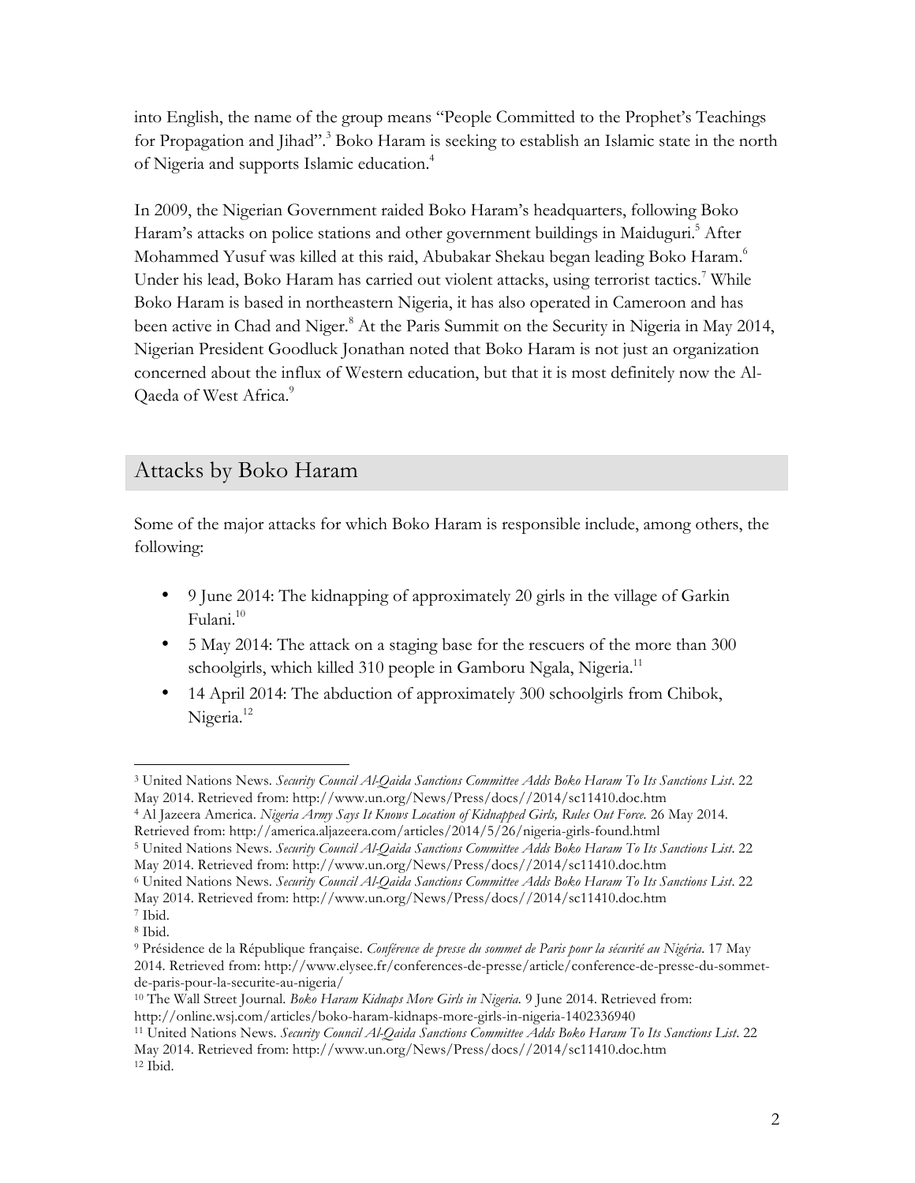into English, the name of the group means "People Committed to the Prophet's Teachings for Propagation and Jihad".[3] Boko Haram is seeking to establish an Islamic state in the north of Nigeria and supports Islamic education.[4]

In 2009, the Nigerian Government raided Boko Haram's headquarters, following Boko Haram's attacks on police stations and other government buildings in Maiduguri.[5] After Mohammed Yusuf was killed at this raid, Abubakar Shekau began leading Boko Haram.[6] Under his lead, Boko Haram has carried out violent attacks, using terrorist tactics.[7] While Boko Haram is based in northeastern Nigeria, it has also operated in Cameroon and has been active in Chad and Niger.[8] At the Paris Summit on the Security in Nigeria in May 2014, Nigerian President Goodluck Jonathan noted that Boko Haram is not just an organization concerned about the influx of Western education, but that it is most definitely now the Al-Qaeda of West Africa.[9]

## Attacks by Boko Haram

Some of the major attacks for which Boko Haram is responsible include, among others, the following:

- 9 June 2014: The kidnapping of approximately 20 girls in the village of Garkin Fulani.[10]
- 5 May 2014: The attack on a staging base for the rescuers of the more than 300 schoolgirls, which killed 310 people in Gamboru Ngala, Nigeria.[11]
- 14 April 2014: The abduction of approximately 300 schoolgirls from Chibok, Nigeria.[12]

---

[3] United Nations News. *Security Council Al-Qaida Sanctions Committee Adds Boko Haram To Its Sanctions List*. 22 May 2014. Retrieved from: http://www.un.org/News/Press/docs//2014/sc11410.doc.htm

[4] Al Jazeera America. *Nigeria Army Says It Knows Location of Kidnapped Girls, Rules Out Force.* 26 May 2014. Retrieved from: http://america.aljazeera.com/articles/2014/5/26/nigeria-girls-found.html

[5] United Nations News. *Security Council Al-Qaida Sanctions Committee Adds Boko Haram To Its Sanctions List*. 22 May 2014. Retrieved from: http://www.un.org/News/Press/docs//2014/sc11410.doc.htm

[6] United Nations News. *Security Council Al-Qaida Sanctions Committee Adds Boko Haram To Its Sanctions List*. 22 May 2014. Retrieved from: http://www.un.org/News/Press/docs//2014/sc11410.doc.htm

[7] Ibid.

[8] Ibid.

[9] Présidence de la République française. *Conférence de presse du sommet de Paris pour la sécurité au Nigéria*. 17 May 2014. Retrieved from: http://www.elysee.fr/conferences-de-presse/article/conference-de-presse-du-sommet-de-paris-pour-la-securite-au-nigeria/

[10] The Wall Street Journal. *Boko Haram Kidnaps More Girls in Nigeria.* 9 June 2014. Retrieved from: http://online.wsj.com/articles/boko-haram-kidnaps-more-girls-in-nigeria-1402336940

[11] United Nations News. *Security Council Al-Qaida Sanctions Committee Adds Boko Haram To Its Sanctions List*. 22 May 2014. Retrieved from: http://www.un.org/News/Press/docs//2014/sc11410.doc.htm

[12] Ibid.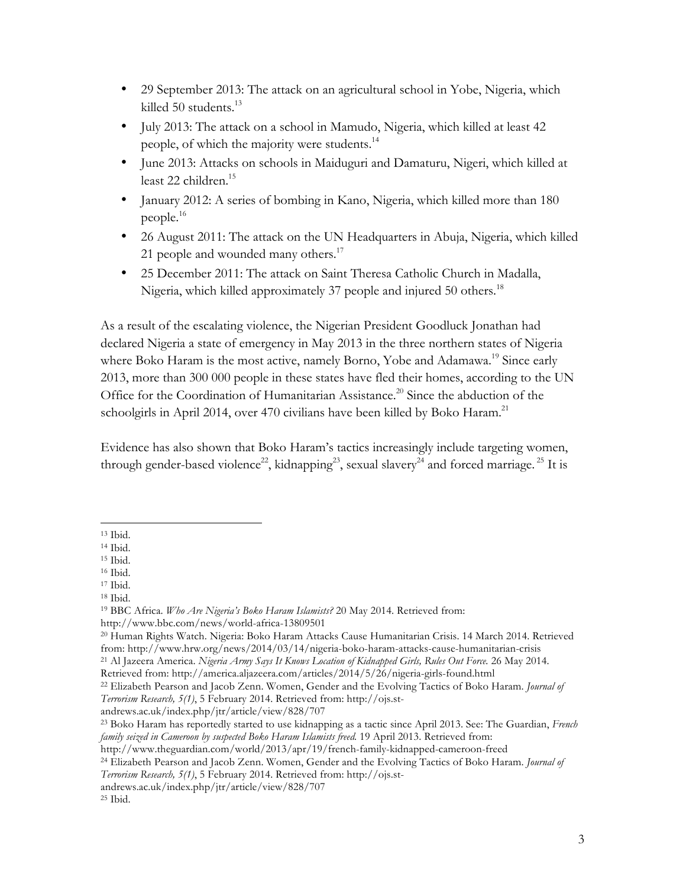- 29 September 2013: The attack on an agricultural school in Yobe, Nigeria, which killed 50 students.[13]
- July 2013: The attack on a school in Mamudo, Nigeria, which killed at least 42 people, of which the majority were students.[14]
- June 2013: Attacks on schools in Maiduguri and Damaturu, Nigeri, which killed at least 22 children.[15]
- January 2012: A series of bombing in Kano, Nigeria, which killed more than 180 people.[16]
- 26 August 2011: The attack on the UN Headquarters in Abuja, Nigeria, which killed 21 people and wounded many others.[17]
- 25 December 2011: The attack on Saint Theresa Catholic Church in Madalla, Nigeria, which killed approximately 37 people and injured 50 others.[18]

As a result of the escalating violence, the Nigerian President Goodluck Jonathan had declared Nigeria a state of emergency in May 2013 in the three northern states of Nigeria where Boko Haram is the most active, namely Borno, Yobe and Adamawa.[19] Since early 2013, more than 300 000 people in these states have fled their homes, according to the UN Office for the Coordination of Humanitarian Assistance.[20] Since the abduction of the schoolgirls in April 2014, over 470 civilians have been killed by Boko Haram.[21]

Evidence has also shown that Boko Haram's tactics increasingly include targeting women, through gender-based violence[22], kidnapping[23], sexual slavery[24] and forced marriage.[25] It is

---

[13] Ibid.

[14] Ibid.

[15] Ibid.

[16] Ibid.

[17] Ibid.

[18] Ibid.

[19] BBC Africa. *Who Are Nigeria's Boko Haram Islamists?* 20 May 2014. Retrieved from: http://www.bbc.com/news/world-africa-13809501

[20] Human Rights Watch. Nigeria: Boko Haram Attacks Cause Humanitarian Crisis. 14 March 2014. Retrieved from: http://www.hrw.org/news/2014/03/14/nigeria-boko-haram-attacks-cause-humanitarian-crisis

[21] Al Jazeera America. *Nigeria Army Says It Knows Location of Kidnapped Girls, Rules Out Force.* 26 May 2014. Retrieved from: http://america.aljazeera.com/articles/2014/5/26/nigeria-girls-found.html

[22] Elizabeth Pearson and Jacob Zenn. Women, Gender and the Evolving Tactics of Boko Haram. *Journal of Terrorism Research, 5(1)*, 5 February 2014. Retrieved from: http://ojs.st-andrews.ac.uk/index.php/jtr/article/view/828/707

[23] Boko Haram has reportedly started to use kidnapping as a tactic since April 2013. See: The Guardian, *French family seized in Cameroon by suspected Boko Haram Islamists freed.* 19 April 2013. Retrieved from: http://www.theguardian.com/world/2013/apr/19/french-family-kidnapped-cameroon-freed

[24] Elizabeth Pearson and Jacob Zenn. Women, Gender and the Evolving Tactics of Boko Haram. *Journal of Terrorism Research, 5(1)*, 5 February 2014. Retrieved from: http://ojs.st-andrews.ac.uk/index.php/jtr/article/view/828/707

[25] Ibid.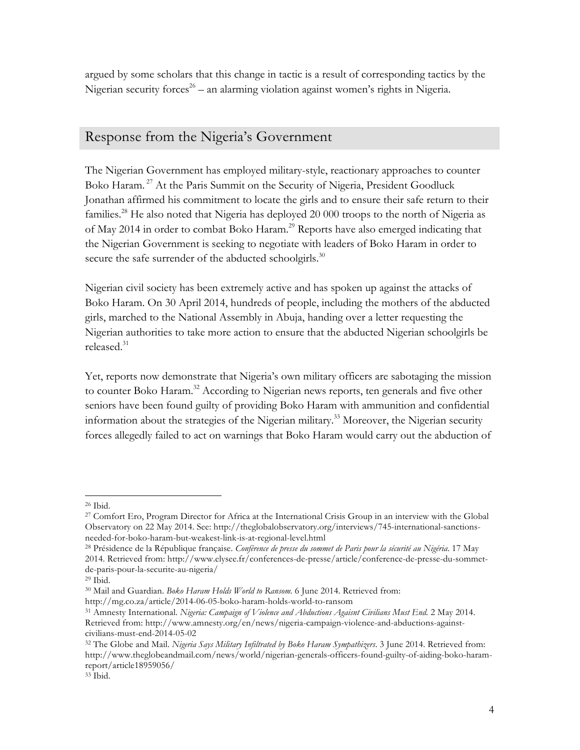argued by some scholars that this change in tactic is a result of corresponding tactics by the Nigerian security forces[26] – an alarming violation against women's rights in Nigeria.

## Response from the Nigeria's Government

The Nigerian Government has employed military-style, reactionary approaches to counter Boko Haram.[27] At the Paris Summit on the Security of Nigeria, President Goodluck Jonathan affirmed his commitment to locate the girls and to ensure their safe return to their families.[28] He also noted that Nigeria has deployed 20 000 troops to the north of Nigeria as of May 2014 in order to combat Boko Haram.[29] Reports have also emerged indicating that the Nigerian Government is seeking to negotiate with leaders of Boko Haram in order to secure the safe surrender of the abducted schoolgirls.[30]

Nigerian civil society has been extremely active and has spoken up against the attacks of Boko Haram. On 30 April 2014, hundreds of people, including the mothers of the abducted girls, marched to the National Assembly in Abuja, handing over a letter requesting the Nigerian authorities to take more action to ensure that the abducted Nigerian schoolgirls be released.[31]

Yet, reports now demonstrate that Nigeria's own military officers are sabotaging the mission to counter Boko Haram.[32] According to Nigerian news reports, ten generals and five other seniors have been found guilty of providing Boko Haram with ammunition and confidential information about the strategies of the Nigerian military.[33] Moreover, the Nigerian security forces allegedly failed to act on warnings that Boko Haram would carry out the abduction of

---

[26] Ibid.

[27] Comfort Ero, Program Director for Africa at the International Crisis Group in an interview with the Global Observatory on 22 May 2014. See: http://theglobalobservatory.org/interviews/745-international-sanctions-needed-for-boko-haram-but-weakest-link-is-at-regional-level.html

[28] Présidence de la République française. *Conférence de presse du sommet de Paris pour la sécurité au Nigéria*. 17 May 2014. Retrieved from: http://www.elysee.fr/conferences-de-presse/article/conference-de-presse-du-sommet-de-paris-pour-la-securite-au-nigeria/

[29] Ibid.

[30] Mail and Guardian. *Boko Haram Holds World to Ransom*. 6 June 2014. Retrieved from: http://mg.co.za/article/2014-06-05-boko-haram-holds-world-to-ransom

[31] Amnesty International. *Nigeria: Campaign of Violence and Abductions Agaisnt Civilians Must End*. 2 May 2014. Retrieved from: http://www.amnesty.org/en/news/nigeria-campaign-violence-and-abductions-against-civilians-must-end-2014-05-02

[32] The Globe and Mail. *Nigeria Says Military Infiltrated by Boko Haram Sympathizers*. 3 June 2014. Retrieved from: http://www.theglobeandmail.com/news/world/nigerian-generals-officers-found-guilty-of-aiding-boko-haram-report/article18959056/

[33] Ibid.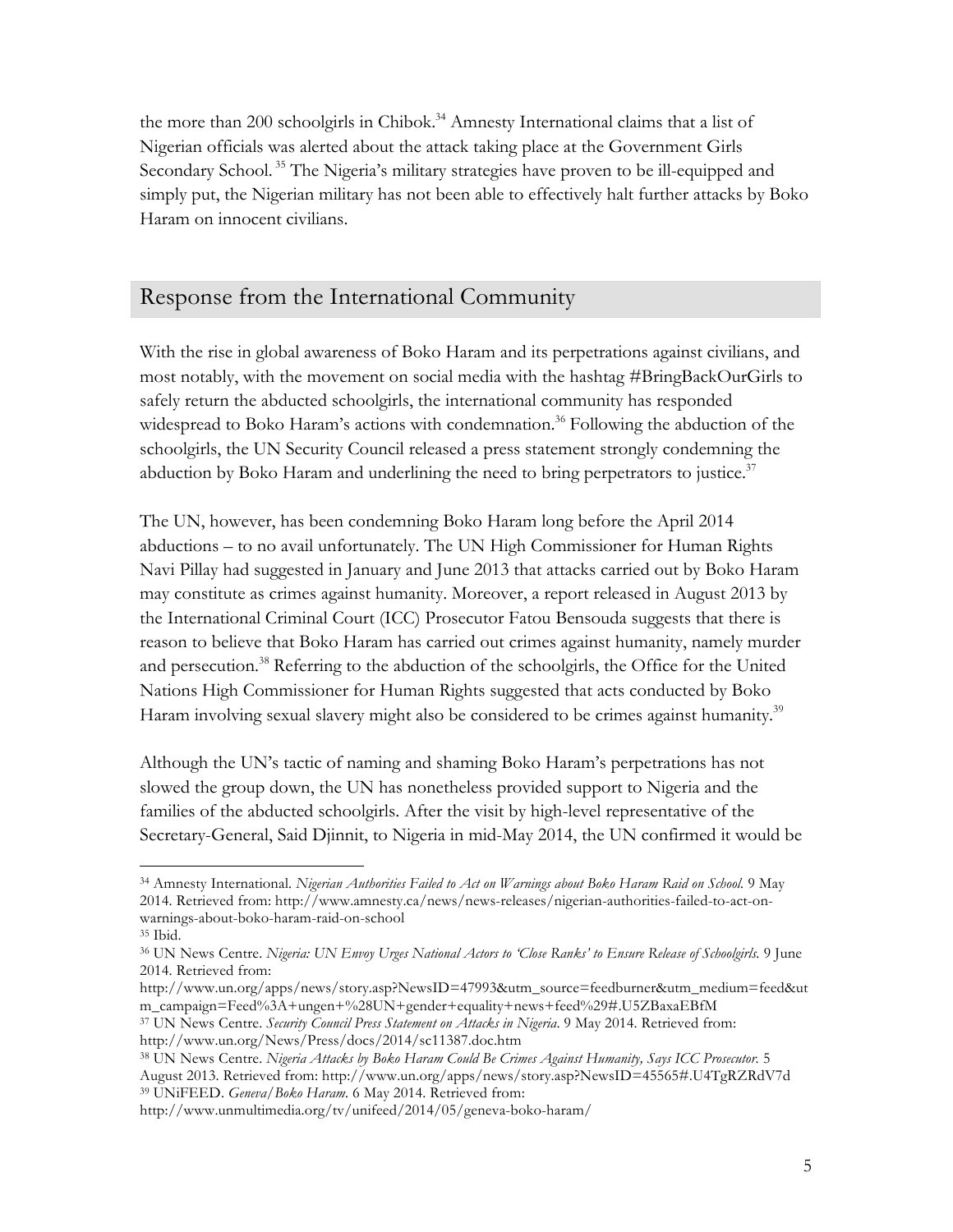the more than 200 schoolgirls in Chibok.[34] Amnesty International claims that a list of Nigerian officials was alerted about the attack taking place at the Government Girls Secondary School. [35] The Nigeria's military strategies have proven to be ill-equipped and simply put, the Nigerian military has not been able to effectively halt further attacks by Boko Haram on innocent civilians.

## Response from the International Community

With the rise in global awareness of Boko Haram and its perpetrations against civilians, and most notably, with the movement on social media with the hashtag #BringBackOurGirls to safely return the abducted schoolgirls, the international community has responded widespread to Boko Haram's actions with condemnation.[36] Following the abduction of the schoolgirls, the UN Security Council released a press statement strongly condemning the abduction by Boko Haram and underlining the need to bring perpetrators to justice.[37]

The UN, however, has been condemning Boko Haram long before the April 2014 abductions – to no avail unfortunately. The UN High Commissioner for Human Rights Navi Pillay had suggested in January and June 2013 that attacks carried out by Boko Haram may constitute as crimes against humanity. Moreover, a report released in August 2013 by the International Criminal Court (ICC) Prosecutor Fatou Bensouda suggests that there is reason to believe that Boko Haram has carried out crimes against humanity, namely murder and persecution.[38] Referring to the abduction of the schoolgirls, the Office for the United Nations High Commissioner for Human Rights suggested that acts conducted by Boko Haram involving sexual slavery might also be considered to be crimes against humanity.[39]

Although the UN's tactic of naming and shaming Boko Haram's perpetrations has not slowed the group down, the UN has nonetheless provided support to Nigeria and the families of the abducted schoolgirls. After the visit by high-level representative of the Secretary-General, Said Djinnit, to Nigeria in mid-May 2014, the UN confirmed it would be

---

[34] Amnesty International. *Nigerian Authorities Failed to Act on Warnings about Boko Haram Raid on School.* 9 May 2014. Retrieved from: http://www.amnesty.ca/news/news-releases/nigerian-authorities-failed-to-act-on-warnings-about-boko-haram-raid-on-school

[35] Ibid.

[36] UN News Centre. *Nigeria: UN Envoy Urges National Actors to 'Close Ranks' to Ensure Release of Schoolgirls.* 9 June 2014. Retrieved from: http://www.un.org/apps/news/story.asp?NewsID=47993&utm_source=feedburner&utm_medium=feed&utm_campaign=Feed%3A+ungen+%28UN+gender+equality+news+feed%29#.U5ZBaxaEBfM

[37] UN News Centre. *Security Council Press Statement on Attacks in Nigeria.* 9 May 2014. Retrieved from: http://www.un.org/News/Press/docs/2014/sc11387.doc.htm

[38] UN News Centre. *Nigeria Attacks by Boko Haram Could Be Crimes Against Humanity, Says ICC Prosecutor.* 5 August 2013. Retrieved from: http://www.un.org/apps/news/story.asp?NewsID=45565#.U4TgRZRdV7d

[39] UNiFEED. *Geneva/Boko Haram.* 6 May 2014. Retrieved from: http://www.unmultimedia.org/tv/unifeed/2014/05/geneva-boko-haram/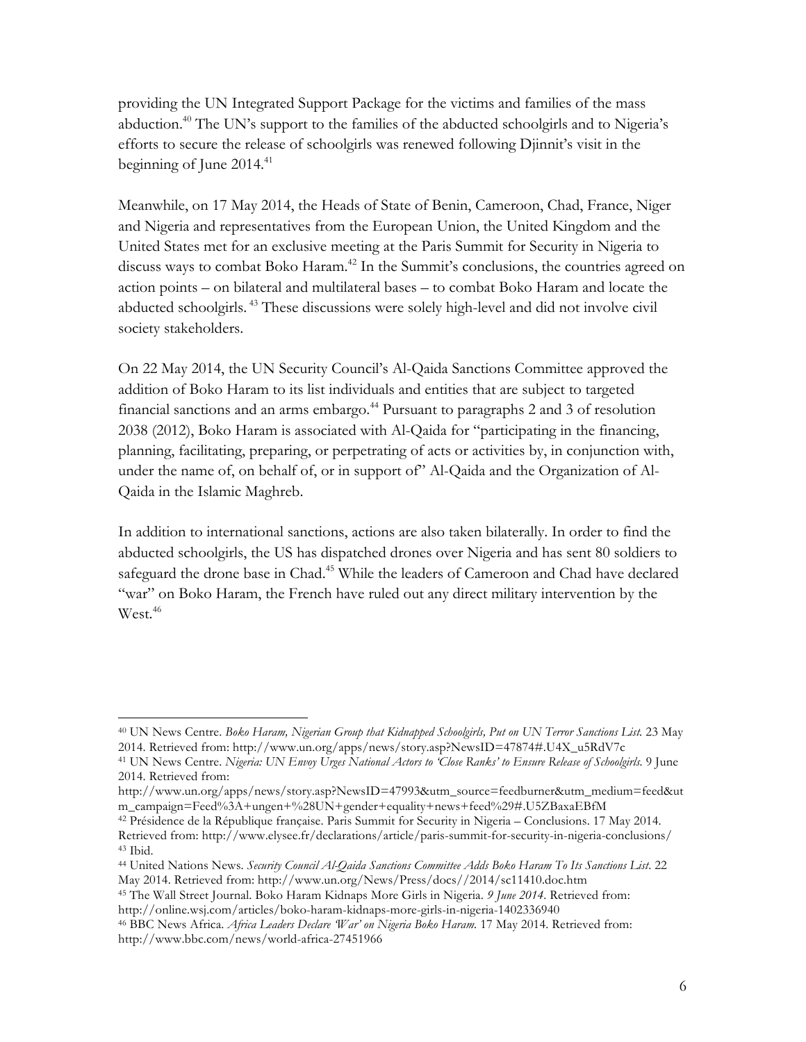providing the UN Integrated Support Package for the victims and families of the mass abduction.[40] The UN's support to the families of the abducted schoolgirls and to Nigeria's efforts to secure the release of schoolgirls was renewed following Djinnit's visit in the beginning of June 2014.[41]

Meanwhile, on 17 May 2014, the Heads of State of Benin, Cameroon, Chad, France, Niger and Nigeria and representatives from the European Union, the United Kingdom and the United States met for an exclusive meeting at the Paris Summit for Security in Nigeria to discuss ways to combat Boko Haram.[42] In the Summit's conclusions, the countries agreed on action points – on bilateral and multilateral bases – to combat Boko Haram and locate the abducted schoolgirls.[43] These discussions were solely high-level and did not involve civil society stakeholders.

On 22 May 2014, the UN Security Council's Al-Qaida Sanctions Committee approved the addition of Boko Haram to its list individuals and entities that are subject to targeted financial sanctions and an arms embargo.[44] Pursuant to paragraphs 2 and 3 of resolution 2038 (2012), Boko Haram is associated with Al-Qaida for "participating in the financing, planning, facilitating, preparing, or perpetrating of acts or activities by, in conjunction with, under the name of, on behalf of, or in support of" Al-Qaida and the Organization of Al-Qaida in the Islamic Maghreb.

In addition to international sanctions, actions are also taken bilaterally. In order to find the abducted schoolgirls, the US has dispatched drones over Nigeria and has sent 80 soldiers to safeguard the drone base in Chad.[45] While the leaders of Cameroon and Chad have declared "war" on Boko Haram, the French have ruled out any direct military intervention by the West.[46]

---

[40] UN News Centre. *Boko Haram, Nigerian Group that Kidnapped Schoolgirls, Put on UN Terror Sanctions List.* 23 May 2014. Retrieved from: http://www.un.org/apps/news/story.asp?NewsID=47874#.U4X_u5RdV7c

[41] UN News Centre. *Nigeria: UN Envoy Urges National Actors to 'Close Ranks' to Ensure Release of Schoolgirls.* 9 June 2014. Retrieved from: http://www.un.org/apps/news/story.asp?NewsID=47993&utm_source=feedburner&utm_medium=feed&utm_campaign=Feed%3A+ungen+%28UN+gender+equality+news+feed%29#.U5ZBaxaEBfM

[42] Présidence de la République française. Paris Summit for Security in Nigeria – Conclusions. 17 May 2014. Retrieved from: http://www.elysee.fr/declarations/article/paris-summit-for-security-in-nigeria-conclusions/

[43] Ibid.

[44] United Nations News. *Security Council Al-Qaida Sanctions Committee Adds Boko Haram To Its Sanctions List*. 22 May 2014. Retrieved from: http://www.un.org/News/Press/docs//2014/sc11410.doc.htm

[45] The Wall Street Journal. Boko Haram Kidnaps More Girls in Nigeria. *9 June 2014*. Retrieved from: http://online.wsj.com/articles/boko-haram-kidnaps-more-girls-in-nigeria-1402336940

[46] BBC News Africa. *Africa Leaders Declare 'War' on Nigeria Boko Haram.* 17 May 2014. Retrieved from: http://www.bbc.com/news/world-africa-27451966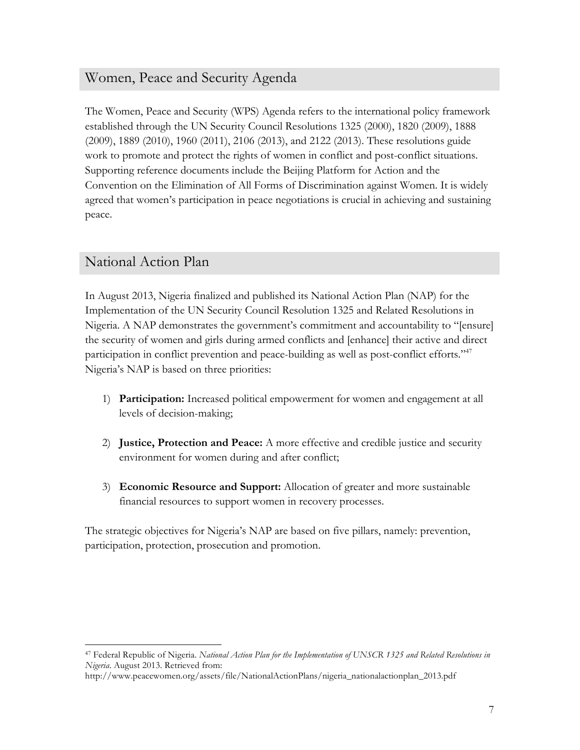## Women, Peace and Security Agenda

The Women, Peace and Security (WPS) Agenda refers to the international policy framework established through the UN Security Council Resolutions 1325 (2000), 1820 (2009), 1888 (2009), 1889 (2010), 1960 (2011), 2106 (2013), and 2122 (2013). These resolutions guide work to promote and protect the rights of women in conflict and post-conflict situations. Supporting reference documents include the Beijing Platform for Action and the Convention on the Elimination of All Forms of Discrimination against Women. It is widely agreed that women's participation in peace negotiations is crucial in achieving and sustaining peace.

## National Action Plan

In August 2013, Nigeria finalized and published its National Action Plan (NAP) for the Implementation of the UN Security Council Resolution 1325 and Related Resolutions in Nigeria. A NAP demonstrates the government's commitment and accountability to "[ensure] the security of women and girls during armed conflicts and [enhance] their active and direct participation in conflict prevention and peace-building as well as post-conflict efforts."[47] Nigeria's NAP is based on three priorities:

1) **Participation:** Increased political empowerment for women and engagement at all levels of decision-making;

2) **Justice, Protection and Peace:** A more effective and credible justice and security environment for women during and after conflict;

3) **Economic Resource and Support:** Allocation of greater and more sustainable financial resources to support women in recovery processes.

The strategic objectives for Nigeria's NAP are based on five pillars, namely: prevention, participation, protection, prosecution and promotion.

---

[47] Federal Republic of Nigeria. *National Action Plan for the Implementation of UNSCR 1325 and Related Resolutions in Nigeria*. August 2013. Retrieved from: http://www.peacewomen.org/assets/file/NationalActionPlans/nigeria_nationalactionplan_2013.pdf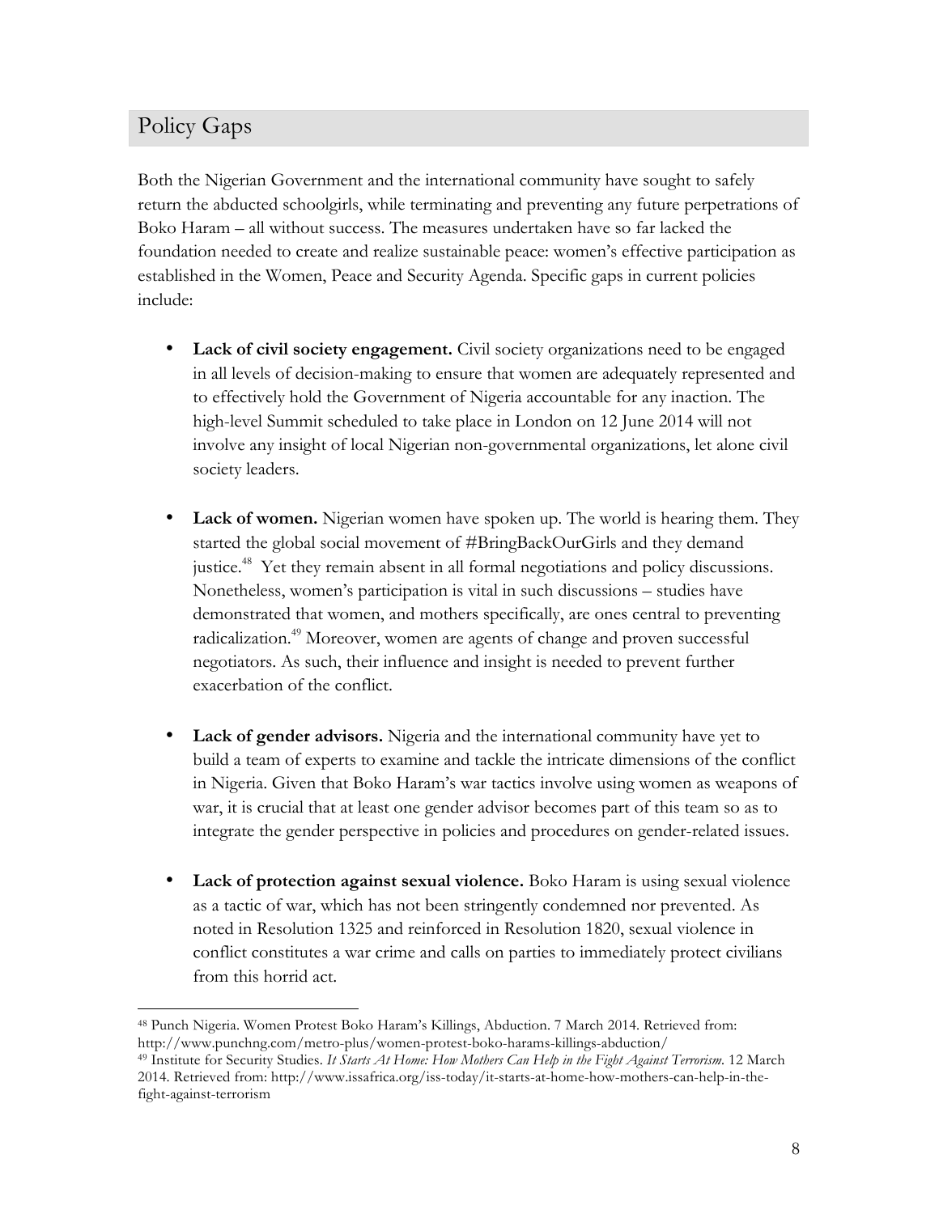## Policy Gaps

Both the Nigerian Government and the international community have sought to safely return the abducted schoolgirls, while terminating and preventing any future perpetrations of Boko Haram – all without success. The measures undertaken have so far lacked the foundation needed to create and realize sustainable peace: women's effective participation as established in the Women, Peace and Security Agenda. Specific gaps in current policies include:

- **Lack of civil society engagement.** Civil society organizations need to be engaged in all levels of decision-making to ensure that women are adequately represented and to effectively hold the Government of Nigeria accountable for any inaction. The high-level Summit scheduled to take place in London on 12 June 2014 will not involve any insight of local Nigerian non-governmental organizations, let alone civil society leaders.

- **Lack of women.** Nigerian women have spoken up. The world is hearing them. They started the global social movement of #BringBackOurGirls and they demand justice.[48] Yet they remain absent in all formal negotiations and policy discussions. Nonetheless, women's participation is vital in such discussions – studies have demonstrated that women, and mothers specifically, are ones central to preventing radicalization.[49] Moreover, women are agents of change and proven successful negotiators. As such, their influence and insight is needed to prevent further exacerbation of the conflict.

- **Lack of gender advisors.** Nigeria and the international community have yet to build a team of experts to examine and tackle the intricate dimensions of the conflict in Nigeria. Given that Boko Haram's war tactics involve using women as weapons of war, it is crucial that at least one gender advisor becomes part of this team so as to integrate the gender perspective in policies and procedures on gender-related issues.

- **Lack of protection against sexual violence.** Boko Haram is using sexual violence as a tactic of war, which has not been stringently condemned nor prevented. As noted in Resolution 1325 and reinforced in Resolution 1820, sexual violence in conflict constitutes a war crime and calls on parties to immediately protect civilians from this horrid act.

---

[48] Punch Nigeria. Women Protest Boko Haram's Killings, Abduction. 7 March 2014. Retrieved from: http://www.punchng.com/metro-plus/women-protest-boko-harams-killings-abduction/

[49] Institute for Security Studies. *It Starts At Home: How Mothers Can Help in the Fight Against Terrorism*. 12 March 2014. Retrieved from: http://www.issafrica.org/iss-today/it-starts-at-home-how-mothers-can-help-in-the-fight-against-terrorism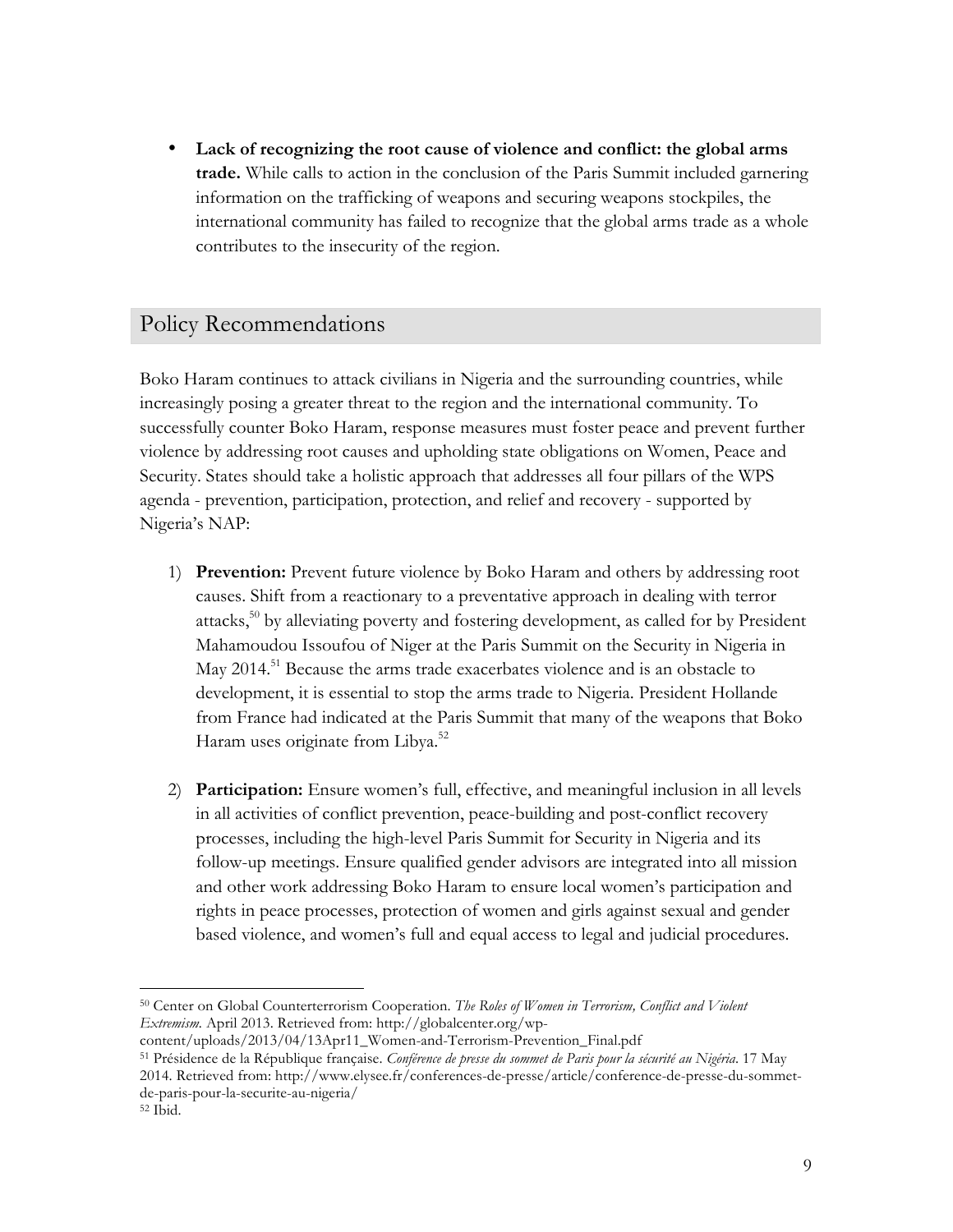- **Lack of recognizing the root cause of violence and conflict: the global arms trade.** While calls to action in the conclusion of the Paris Summit included garnering information on the trafficking of weapons and securing weapons stockpiles, the international community has failed to recognize that the global arms trade as a whole contributes to the insecurity of the region.

## Policy Recommendations

Boko Haram continues to attack civilians in Nigeria and the surrounding countries, while increasingly posing a greater threat to the region and the international community. To successfully counter Boko Haram, response measures must foster peace and prevent further violence by addressing root causes and upholding state obligations on Women, Peace and Security. States should take a holistic approach that addresses all four pillars of the WPS agenda - prevention, participation, protection, and relief and recovery - supported by Nigeria's NAP:

1) **Prevention:** Prevent future violence by Boko Haram and others by addressing root causes. Shift from a reactionary to a preventative approach in dealing with terror attacks,[50] by alleviating poverty and fostering development, as called for by President Mahamoudou Issoufou of Niger at the Paris Summit on the Security in Nigeria in May 2014.[51] Because the arms trade exacerbates violence and is an obstacle to development, it is essential to stop the arms trade to Nigeria. President Hollande from France had indicated at the Paris Summit that many of the weapons that Boko Haram uses originate from Libya.[52]

2) **Participation:** Ensure women's full, effective, and meaningful inclusion in all levels in all activities of conflict prevention, peace-building and post-conflict recovery processes, including the high-level Paris Summit for Security in Nigeria and its follow-up meetings. Ensure qualified gender advisors are integrated into all mission and other work addressing Boko Haram to ensure local women's participation and rights in peace processes, protection of women and girls against sexual and gender based violence, and women's full and equal access to legal and judicial procedures.

---

[50] Center on Global Counterterrorism Cooperation. *The Roles of Women in Terrorism, Conflict and Violent Extremism.* April 2013. Retrieved from: http://globalcenter.org/wp-content/uploads/2013/04/13Apr11_Women-and-Terrorism-Prevention_Final.pdf

[51] Présidence de la République française. *Conférence de presse du sommet de Paris pour la sécurité au Nigéria*. 17 May 2014. Retrieved from: http://www.elysee.fr/conferences-de-presse/article/conference-de-presse-du-sommet-de-paris-pour-la-securite-au-nigeria/

[52] Ibid.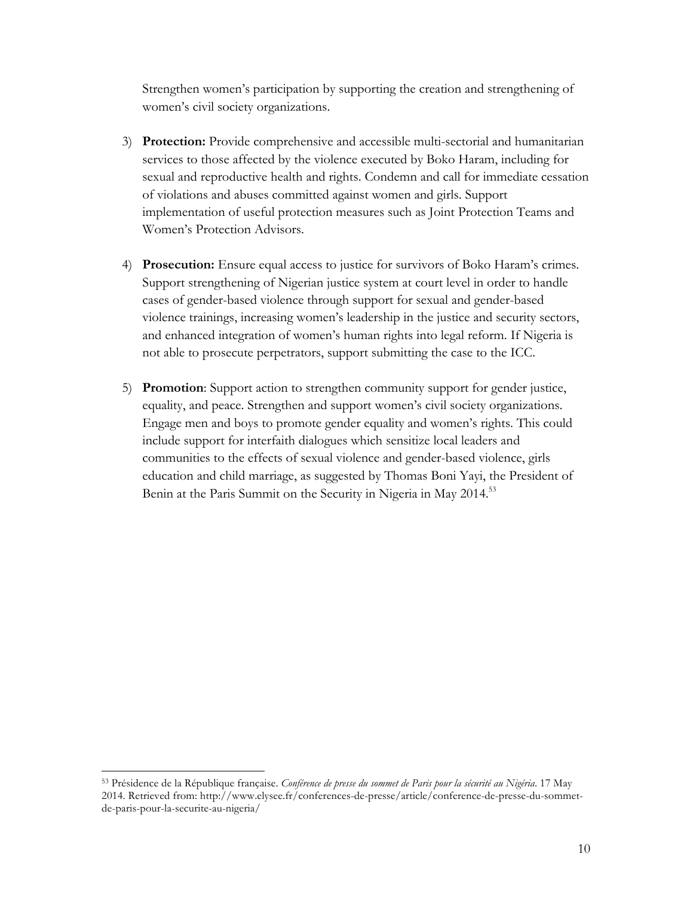Strengthen women's participation by supporting the creation and strengthening of women's civil society organizations.

3) **Protection:** Provide comprehensive and accessible multi-sectorial and humanitarian services to those affected by the violence executed by Boko Haram, including for sexual and reproductive health and rights. Condemn and call for immediate cessation of violations and abuses committed against women and girls. Support implementation of useful protection measures such as Joint Protection Teams and Women's Protection Advisors.

4) **Prosecution:** Ensure equal access to justice for survivors of Boko Haram's crimes. Support strengthening of Nigerian justice system at court level in order to handle cases of gender-based violence through support for sexual and gender-based violence trainings, increasing women's leadership in the justice and security sectors, and enhanced integration of women's human rights into legal reform. If Nigeria is not able to prosecute perpetrators, support submitting the case to the ICC.

5) **Promotion**: Support action to strengthen community support for gender justice, equality, and peace. Strengthen and support women's civil society organizations. Engage men and boys to promote gender equality and women's rights. This could include support for interfaith dialogues which sensitize local leaders and communities to the effects of sexual violence and gender-based violence, girls education and child marriage, as suggested by Thomas Boni Yayi, the President of Benin at the Paris Summit on the Security in Nigeria in May 2014.[53]

---

[53] Présidence de la République française. *Conférence de presse du sommet de Paris pour la sécurité au Nigéria*. 17 May 2014. Retrieved from: http://www.elysee.fr/conferences-de-presse/article/conference-de-presse-du-sommet-de-paris-pour-la-securite-au-nigeria/